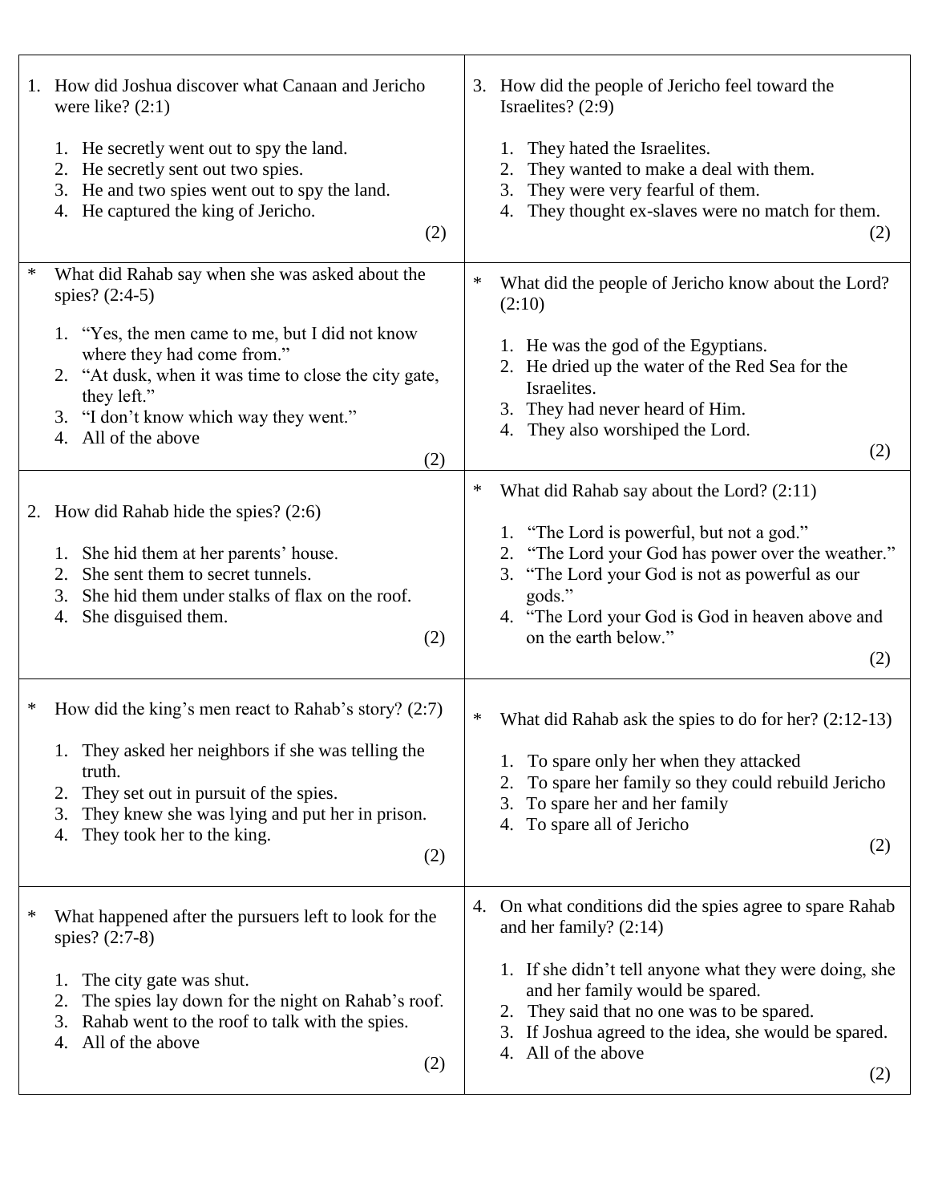1. How did Joshua discover what Canaan and Jericho were like? (2:1)

   1. He secretly went out to spy the land.
   2. He secretly sent out two spies.
   3. He and two spies went out to spy the land.
   4. He captured the king of Jericho.

   (2)

\* What did Rahab say when she was asked about the spies? (2:4-5)

   1. "Yes, the men came to me, but I did not know where they had come from."
   2. "At dusk, when it was time to close the city gate, they left."
   3. "I don't know which way they went."
   4. All of the above

   (2)

2. How did Rahab hide the spies? (2:6)

   1. She hid them at her parents' house.
   2. She sent them to secret tunnels.
   3. She hid them under stalks of flax on the roof.
   4. She disguised them.

   (2)

\* How did the king's men react to Rahab's story? (2:7)

   1. They asked her neighbors if she was telling the truth.
   2. They set out in pursuit of the spies.
   3. They knew she was lying and put her in prison.
   4. They took her to the king.

   (2)

\* What happened after the pursuers left to look for the spies? (2:7-8)

   1. The city gate was shut.
   2. The spies lay down for the night on Rahab's roof.
   3. Rahab went to the roof to talk with the spies.
   4. All of the above

   (2)

3. How did the people of Jericho feel toward the Israelites? (2:9)

   1. They hated the Israelites.
   2. They wanted to make a deal with them.
   3. They were very fearful of them.
   4. They thought ex-slaves were no match for them.

   (2)

\* What did the people of Jericho know about the Lord? (2:10)

   1. He was the god of the Egyptians.
   2. He dried up the water of the Red Sea for the Israelites.
   3. They had never heard of Him.
   4. They also worshiped the Lord.

   (2)

\* What did Rahab say about the Lord? (2:11)

   1. "The Lord is powerful, but not a god."
   2. "The Lord your God has power over the weather."
   3. "The Lord your God is not as powerful as our gods."
   4. "The Lord your God is God in heaven above and on the earth below."

   (2)

\* What did Rahab ask the spies to do for her? (2:12-13)

   1. To spare only her when they attacked
   2. To spare her family so they could rebuild Jericho
   3. To spare her and her family
   4. To spare all of Jericho

   (2)

4. On what conditions did the spies agree to spare Rahab and her family? (2:14)

   1. If she didn't tell anyone what they were doing, she and her family would be spared.
   2. They said that no one was to be spared.
   3. If Joshua agreed to the idea, she would be spared.
   4. All of the above

   (2)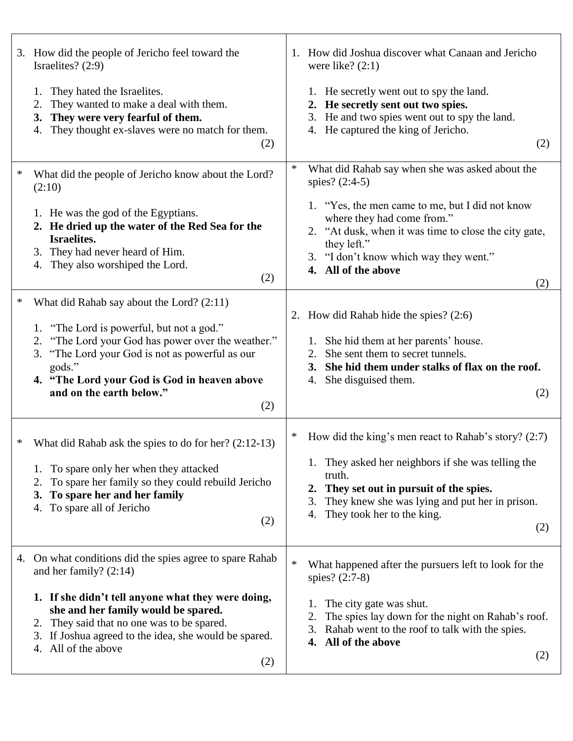3. How did the people of Jericho feel toward the Israelites? (2:9)

   1. They hated the Israelites.
   2. They wanted to make a deal with them.
   3. **They were very fearful of them.**
   4. They thought ex-slaves were no match for them.

   (2)

* What did the people of Jericho know about the Lord? (2:10)

   1. He was the god of the Egyptians.
   2. **He dried up the water of the Red Sea for the Israelites.**
   3. They had never heard of Him.
   4. They also worshiped the Lord.

   (2)

* What did Rahab say about the Lord? (2:11)

   1. "The Lord is powerful, but not a god."
   2. "The Lord your God has power over the weather."
   3. "The Lord your God is not as powerful as our gods."
   4. **"The Lord your God is God in heaven above and on the earth below."**

   (2)

* What did Rahab ask the spies to do for her? (2:12-13)

   1. To spare only her when they attacked
   2. To spare her family so they could rebuild Jericho
   3. **To spare her and her family**
   4. To spare all of Jericho

   (2)

4. On what conditions did the spies agree to spare Rahab and her family? (2:14)

   1. **If she didn't tell anyone what they were doing, she and her family would be spared.**
   2. They said that no one was to be spared.
   3. If Joshua agreed to the idea, she would be spared.
   4. All of the above

   (2)

1. How did Joshua discover what Canaan and Jericho were like? (2:1)

   1. He secretly went out to spy the land.
   2. **He secretly sent out two spies.**
   3. He and two spies went out to spy the land.
   4. He captured the king of Jericho.

   (2)

* What did Rahab say when she was asked about the spies? (2:4-5)

   1. "Yes, the men came to me, but I did not know where they had come from."
   2. "At dusk, when it was time to close the city gate, they left."
   3. "I don't know which way they went."
   4. **All of the above**

   (2)

2. How did Rahab hide the spies? (2:6)

   1. She hid them at her parents' house.
   2. She sent them to secret tunnels.
   3. **She hid them under stalks of flax on the roof.**
   4. She disguised them.

   (2)

* How did the king's men react to Rahab's story? (2:7)

   1. They asked her neighbors if she was telling the truth.
   2. **They set out in pursuit of the spies.**
   3. They knew she was lying and put her in prison.
   4. They took her to the king.

   (2)

* What happened after the pursuers left to look for the spies? (2:7-8)

   1. The city gate was shut.
   2. The spies lay down for the night on Rahab's roof.
   3. Rahab went to the roof to talk with the spies.
   4. **All of the above**

   (2)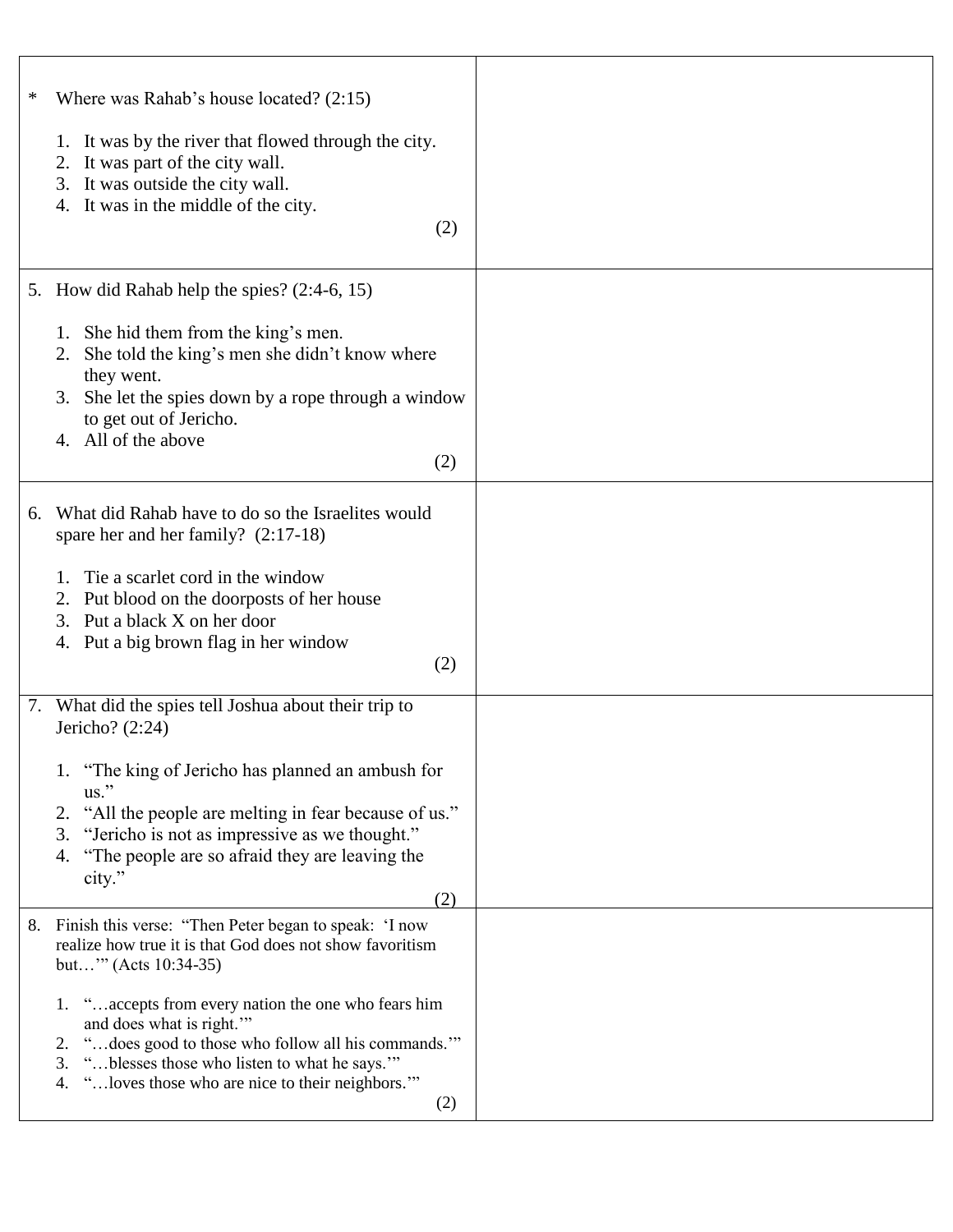| | |
|---|---|
| * Where was Rahab's house located? (2:15)<br><br>1. It was by the river that flowed through the city.<br>2. It was part of the city wall.<br>3. It was outside the city wall.<br>4. It was in the middle of the city.<br>(2) | |
| 5. How did Rahab help the spies? (2:4-6, 15)<br><br>1. She hid them from the king's men.<br>2. She told the king's men she didn't know where they went.<br>3. She let the spies down by a rope through a window to get out of Jericho.<br>4. All of the above<br>(2) | |
| 6. What did Rahab have to do so the Israelites would spare her and her family? (2:17-18)<br><br>1. Tie a scarlet cord in the window<br>2. Put blood on the doorposts of her house<br>3. Put a black X on her door<br>4. Put a big brown flag in her window<br>(2) | |
| 7. What did the spies tell Joshua about their trip to Jericho? (2:24)<br><br>1. "The king of Jericho has planned an ambush for us."<br>2. "All the people are melting in fear because of us."<br>3. "Jericho is not as impressive as we thought."<br>4. "The people are so afraid they are leaving the city."<br>(2) | |
| 8. Finish this verse: "Then Peter began to speak: 'I now realize how true it is that God does not show favoritism but…'" (Acts 10:34-35)<br><br>1. "…accepts from every nation the one who fears him and does what is right.'"<br>2. "…does good to those who follow all his commands.'"<br>3. "…blesses those who listen to what he says.'"<br>4. "…loves those who are nice to their neighbors.'"<br>(2) | |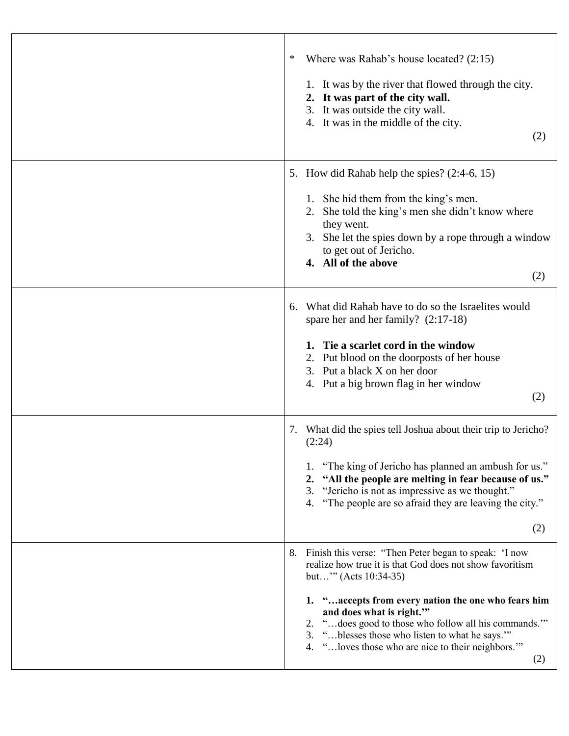| | |
|---|---|
| | * Where was Rahab's house located? (2:15)<br><br>1. It was by the river that flowed through the city.<br>**2. It was part of the city wall.**<br>3. It was outside the city wall.<br>4. It was in the middle of the city.<br><br>(2) |
| | 5. How did Rahab help the spies? (2:4-6, 15)<br><br>1. She hid them from the king's men.<br>2. She told the king's men she didn't know where they went.<br>3. She let the spies down by a rope through a window to get out of Jericho.<br>**4. All of the above**<br><br>(2) |
| | 6. What did Rahab have to do so the Israelites would spare her and her family? (2:17-18)<br><br>**1. Tie a scarlet cord in the window**<br>2. Put blood on the doorposts of her house<br>3. Put a black X on her door<br>4. Put a big brown flag in her window<br><br>(2) |
| | 7. What did the spies tell Joshua about their trip to Jericho? (2:24)<br><br>1. "The king of Jericho has planned an ambush for us."<br>**2. "All the people are melting in fear because of us."**<br>3. "Jericho is not as impressive as we thought."<br>4. "The people are so afraid they are leaving the city."<br><br>(2) |
| | 8. Finish this verse: "Then Peter began to speak: 'I now realize how true it is that God does not show favoritism but…'" (Acts 10:34-35)<br><br>**1. "…accepts from every nation the one who fears him and does what is right.'"**<br>2. "…does good to those who follow all his commands.'"<br>3. "…blesses those who listen to what he says.'"<br>4. "…loves those who are nice to their neighbors.'"<br><br>(2) |